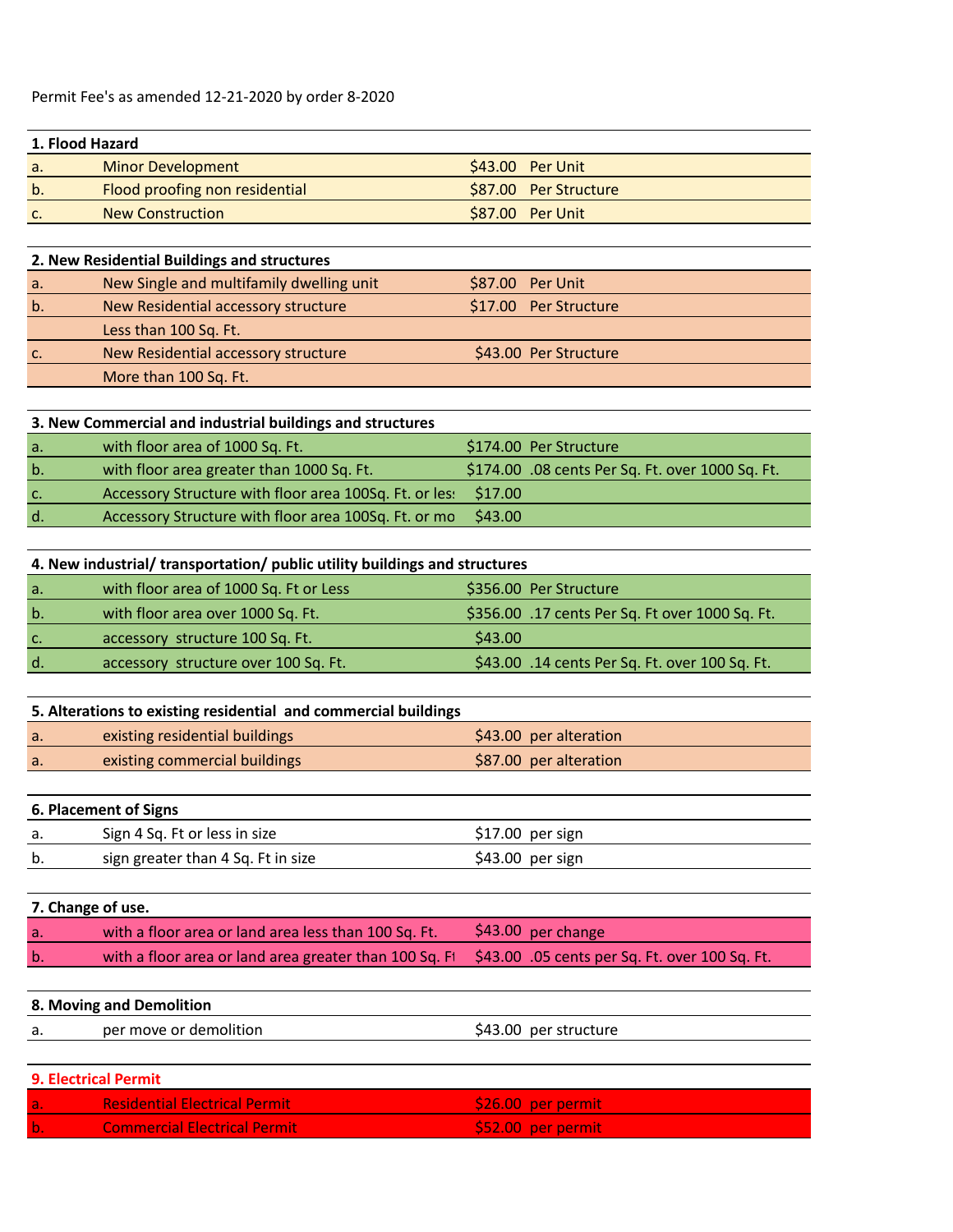Permit Fee's as amended 12-21-2020 by order 8-2020

| **1. Flood Hazard** | | | |
|---|---|---|---|
| a. | Minor Development | $43.00 | Per Unit |
| b. | Flood proofing non residential | $87.00 | Per Structure |
| c. | New Construction | $87.00 | Per Unit |

| **2. New Residential Buildings and structures** | | | |
|---|---|---|---|
| a. | New Single and multifamily dwelling unit | $87.00 | Per Unit |
| b. | New Residential accessory structure Less than 100 Sq. Ft. | $17.00 | Per Structure |
| c. | New Residential accessory structure More than 100 Sq. Ft. | $43.00 | Per Structure |

| **3. New Commercial and industrial buildings and structures** | | | |
|---|---|---|---|
| a. | with floor area of 1000 Sq. Ft. | $174.00 | Per Structure |
| b. | with floor area greater than 1000 Sq. Ft. | $174.00 | .08 cents Per Sq. Ft. over 1000 Sq. Ft. |
| c. | Accessory Structure with floor area 100Sq. Ft. or less | $17.00 | |
| d. | Accessory Structure with floor area 100Sq. Ft. or mo | $43.00 | |

| **4. New industrial/ transportation/ public utility buildings and structures** | | | |
|---|---|---|---|
| a. | with floor area of 1000 Sq. Ft or Less | $356.00 | Per Structure |
| b. | with floor area over 1000 Sq. Ft. | $356.00 | .17 cents Per Sq. Ft over 1000 Sq. Ft. |
| c. | accessory structure 100 Sq. Ft. | $43.00 | |
| d. | accessory structure over 100 Sq. Ft. | $43.00 | .14 cents Per Sq. Ft. over 100 Sq. Ft. |

| **5. Alterations to existing residential and commercial buildings** | | | |
|---|---|---|---|
| a. | existing residential buildings | $43.00 | per alteration |
| a. | existing commercial buildings | $87.00 | per alteration |

| **6. Placement of Signs** | | | |
|---|---|---|---|
| a. | Sign 4 Sq. Ft or less in size | $17.00 | per sign |
| b. | sign greater than 4 Sq. Ft in size | $43.00 | per sign |

| **7. Change of use.** | | | |
|---|---|---|---|
| a. | with a floor area or land area less than 100 Sq. Ft. | $43.00 | per change |
| b. | with a floor area or land area greater than 100 Sq. Ft | $43.00 | .05 cents per Sq. Ft. over 100 Sq. Ft. |

| **8. Moving and Demolition** | | | |
|---|---|---|---|
| a. | per move or demolition | $43.00 | per structure |

| **9. Electrical Permit** | | | |
|---|---|---|---|
| a. | Residential Electrical Permit | $26.00 | per permit |
| b. | Commercial Electrical Permit | $52.00 | per permit |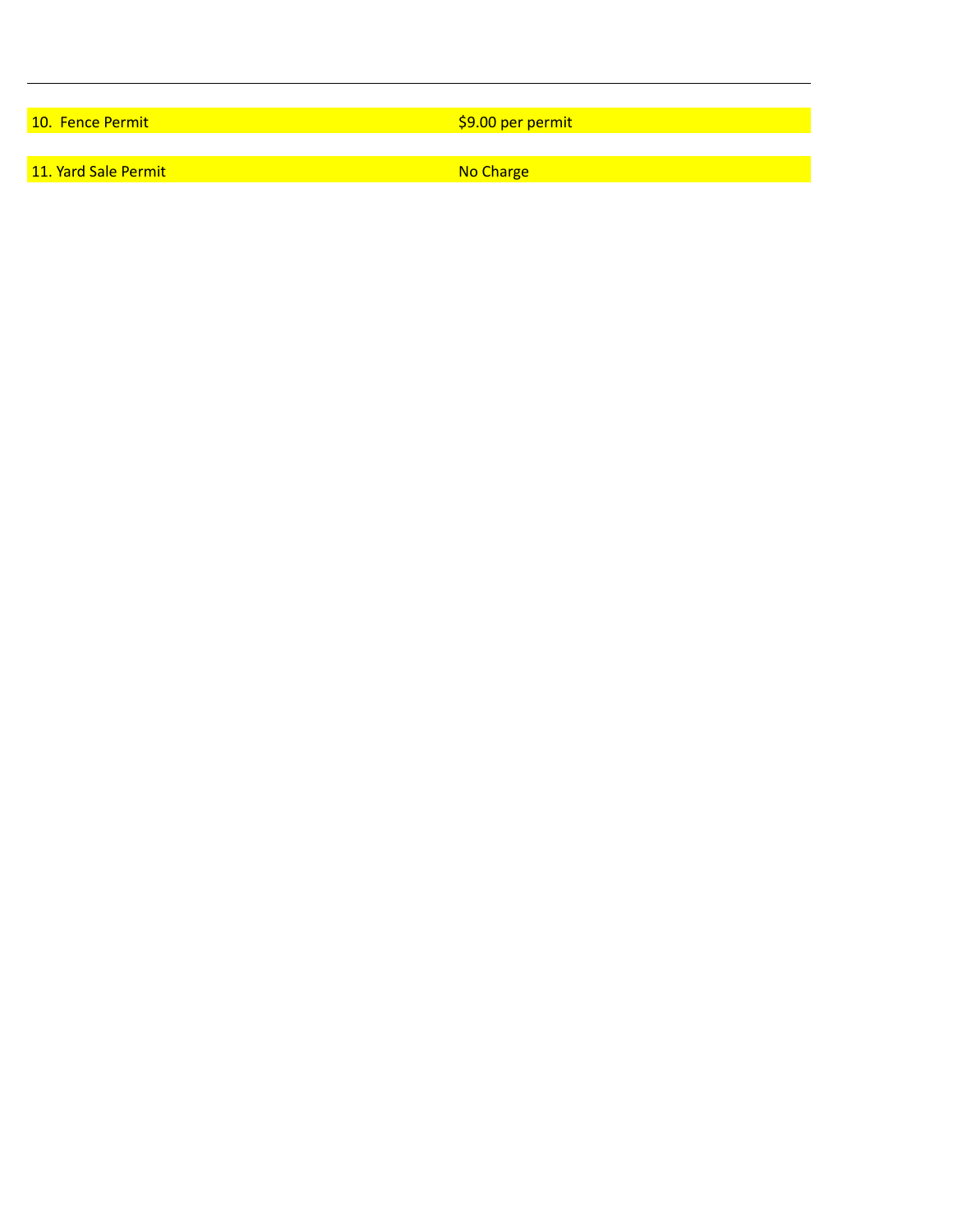| | |
|---|---|
| 10. Fence Permit | $9.00 per permit |
| 11. Yard Sale Permit | No Charge |